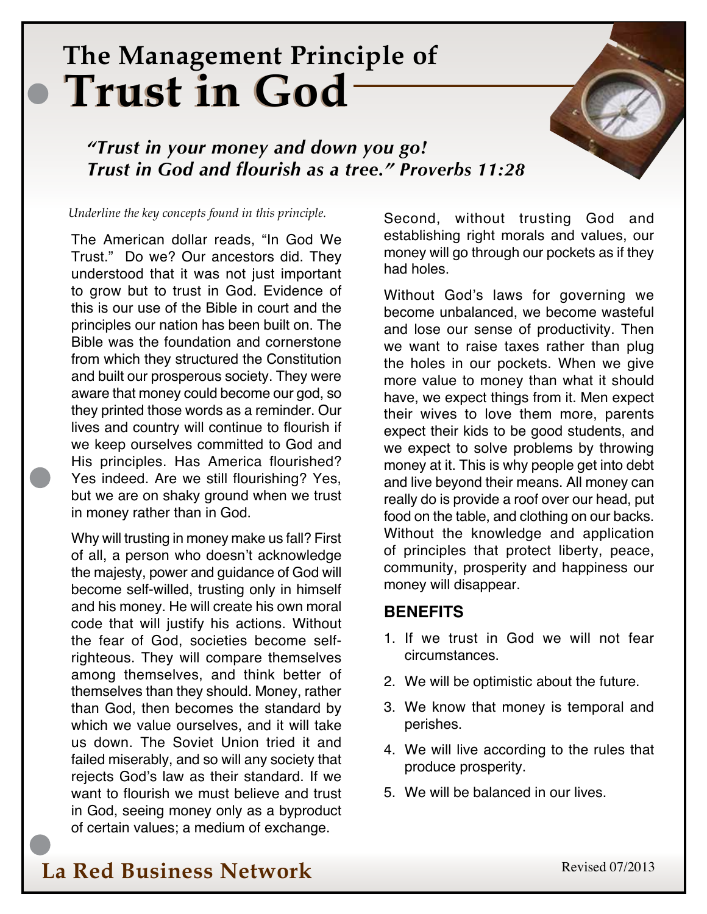## The Management Principle of

# Trust in God

***"Trust in your money and down you go! Trust in God and flourish as a tree." Proverbs 11:28***

*Underline the key concepts found in this principle.*

The American dollar reads, "In God We Trust." Do we? Our ancestors did. They understood that it was not just important to grow but to trust in God. Evidence of this is our use of the Bible in court and the principles our nation has been built on. The Bible was the foundation and cornerstone from which they structured the Constitution and built our prosperous society. They were aware that money could become our god, so they printed those words as a reminder. Our lives and country will continue to flourish if we keep ourselves committed to God and His principles. Has America flourished? Yes indeed. Are we still flourishing? Yes, but we are on shaky ground when we trust in money rather than in God.

Why will trusting in money make us fall? First of all, a person who doesn't acknowledge the majesty, power and guidance of God will become self-willed, trusting only in himself and his money. He will create his own moral code that will justify his actions. Without the fear of God, societies become self-righteous. They will compare themselves among themselves, and think better of themselves than they should. Money, rather than God, then becomes the standard by which we value ourselves, and it will take us down. The Soviet Union tried it and failed miserably, and so will any society that rejects God's law as their standard. If we want to flourish we must believe and trust in God, seeing money only as a byproduct of certain values; a medium of exchange.

Second, without trusting God and establishing right morals and values, our money will go through our pockets as if they had holes.

Without God's laws for governing we become unbalanced, we become wasteful and lose our sense of productivity. Then we want to raise taxes rather than plug the holes in our pockets. When we give more value to money than what it should have, we expect things from it. Men expect their wives to love them more, parents expect their kids to be good students, and we expect to solve problems by throwing money at it. This is why people get into debt and live beyond their means. All money can really do is provide a roof over our head, put food on the table, and clothing on our backs. Without the knowledge and application of principles that protect liberty, peace, community, prosperity and happiness our money will disappear.

### BENEFITS

1. If we trust in God we will not fear circumstances.
2. We will be optimistic about the future.
3. We know that money is temporal and perishes.
4. We will live according to the rules that produce prosperity.
5. We will be balanced in our lives.

**La Red Business Network**

Revised 07/2013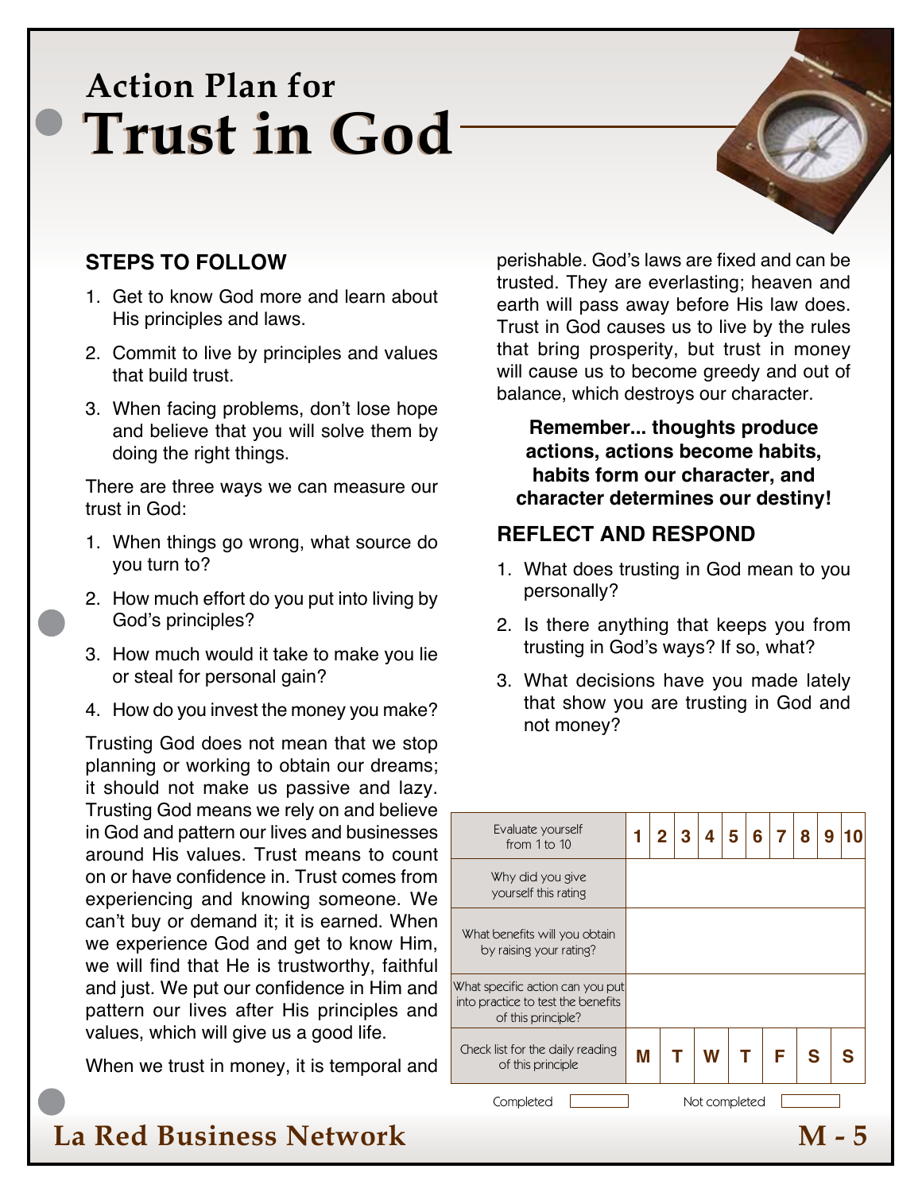# Action Plan for Trust in God

## STEPS TO FOLLOW

1. Get to know God more and learn about His principles and laws.
2. Commit to live by principles and values that build trust.
3. When facing problems, don't lose hope and believe that you will solve them by doing the right things.

There are three ways we can measure our trust in God:

1. When things go wrong, what source do you turn to?
2. How much effort do you put into living by God's principles?
3. How much would it take to make you lie or steal for personal gain?
4. How do you invest the money you make?

Trusting God does not mean that we stop planning or working to obtain our dreams; it should not make us passive and lazy. Trusting God means we rely on and believe in God and pattern our lives and businesses around His values. Trust means to count on or have confidence in. Trust comes from experiencing and knowing someone. We can't buy or demand it; it is earned. When we experience God and get to know Him, we will find that He is trustworthy, faithful and just. We put our confidence in Him and pattern our lives after His principles and values, which will give us a good life.

When we trust in money, it is temporal and perishable. God's laws are fixed and can be trusted. They are everlasting; heaven and earth will pass away before His law does. Trust in God causes us to live by the rules that bring prosperity, but trust in money will cause us to become greedy and out of balance, which destroys our character.

**Remember... thoughts produce actions, actions become habits, habits form our character, and character determines our destiny!**

## REFLECT AND RESPOND

1. What does trusting in God mean to you personally?
2. Is there anything that keeps you from trusting in God's ways? If so, what?
3. What decisions have you made lately that show you are trusting in God and not money?

| Evaluate yourself from 1 to 10 | 1 | 2 | 3 | 4 | 5 | 6 | 7 | 8 | 9 | 10 |
|---|---|---|---|---|---|---|---|---|---|---|
| Why did you give yourself this rating | | | | | | | | | | |
| What benefits will you obtain by raising your rating? | | | | | | | | | | |
| What specific action can you put into practice to test the benefits of this principle? | | | | | | | | | | |
| Check list for the daily reading of this principle | M | T | W | T | F | S | S | | | |

Completed ☐ Not completed ☐

La Red Business Network